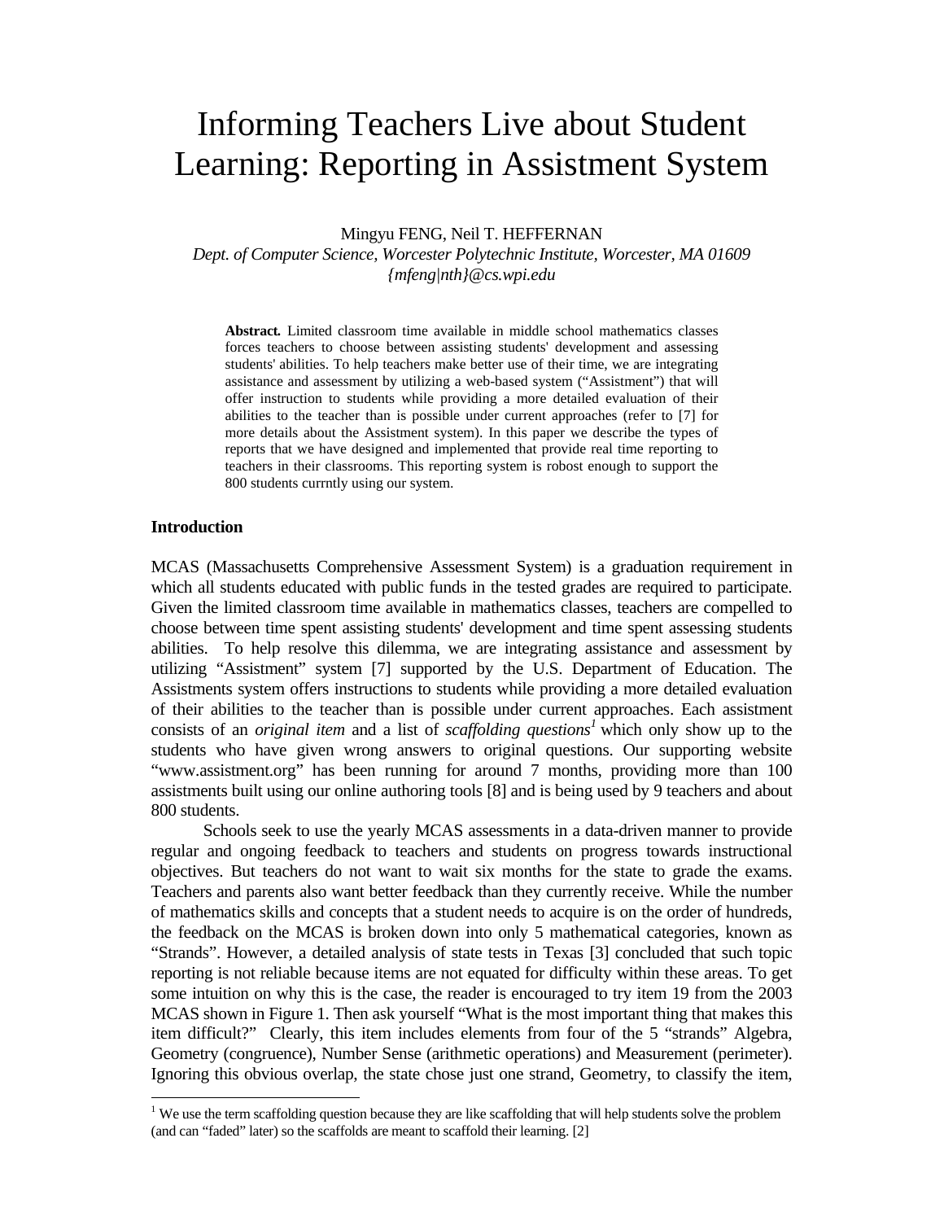# Informing Teachers Live about Student Learning: Reporting in Assistment System

Mingyu FENG, Neil T. HEFFERNAN

*Dept. of Computer Science, Worcester Polytechnic Institute, Worcester, MA 01609*
*{mfeng|nth}@cs.wpi.edu*

**Abstract.** Limited classroom time available in middle school mathematics classes forces teachers to choose between assisting students' development and assessing students' abilities. To help teachers make better use of their time, we are integrating assistance and assessment by utilizing a web-based system ("Assistment") that will offer instruction to students while providing a more detailed evaluation of their abilities to the teacher than is possible under current approaches (refer to [7] for more details about the Assistment system). In this paper we describe the types of reports that we have designed and implemented that provide real time reporting to teachers in their classrooms. This reporting system is robost enough to support the 800 students currntly using our system.

## Introduction

MCAS (Massachusetts Comprehensive Assessment System) is a graduation requirement in which all students educated with public funds in the tested grades are required to participate. Given the limited classroom time available in mathematics classes, teachers are compelled to choose between time spent assisting students' development and time spent assessing students abilities. To help resolve this dilemma, we are integrating assistance and assessment by utilizing "Assistment" system [7] supported by the U.S. Department of Education. The Assistments system offers instructions to students while providing a more detailed evaluation of their abilities to the teacher than is possible under current approaches. Each assistment consists of an *original item* and a list of *scaffolding questions*[1] which only show up to the students who have given wrong answers to original questions. Our supporting website "www.assistment.org" has been running for around 7 months, providing more than 100 assistments built using our online authoring tools [8] and is being used by 9 teachers and about 800 students.

Schools seek to use the yearly MCAS assessments in a data-driven manner to provide regular and ongoing feedback to teachers and students on progress towards instructional objectives. But teachers do not want to wait six months for the state to grade the exams. Teachers and parents also want better feedback than they currently receive. While the number of mathematics skills and concepts that a student needs to acquire is on the order of hundreds, the feedback on the MCAS is broken down into only 5 mathematical categories, known as "Strands". However, a detailed analysis of state tests in Texas [3] concluded that such topic reporting is not reliable because items are not equated for difficulty within these areas. To get some intuition on why this is the case, the reader is encouraged to try item 19 from the 2003 MCAS shown in Figure 1. Then ask yourself "What is the most important thing that makes this item difficult?" Clearly, this item includes elements from four of the 5 "strands" Algebra, Geometry (congruence), Number Sense (arithmetic operations) and Measurement (perimeter). Ignoring this obvious overlap, the state chose just one strand, Geometry, to classify the item,

[1] We use the term scaffolding question because they are like scaffolding that will help students solve the problem (and can "faded" later) so the scaffolds are meant to scaffold their learning. [2]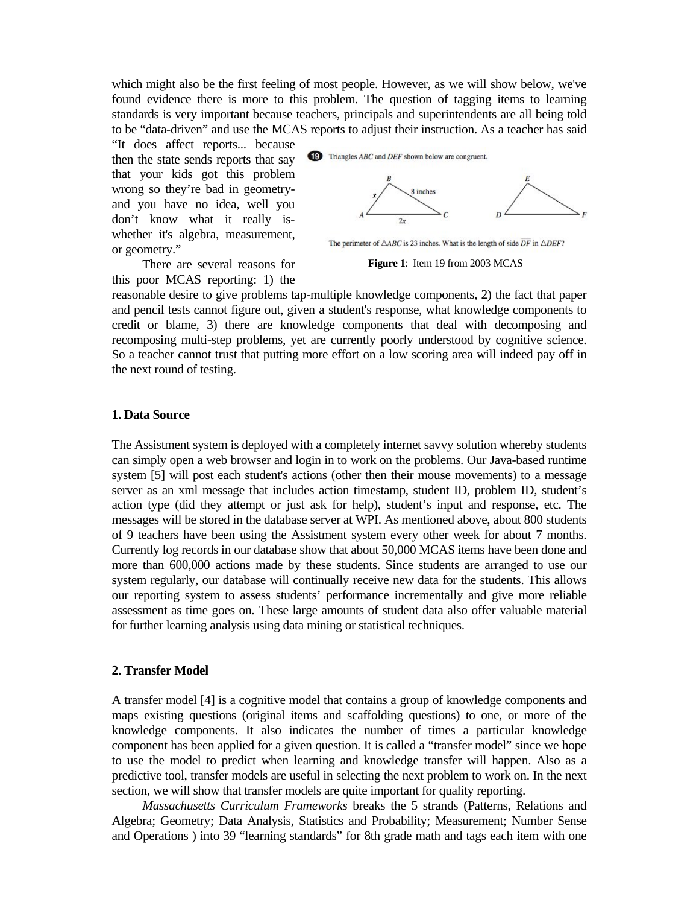which might also be the first feeling of most people. However, as we will show below, we've found evidence there is more to this problem. The question of tagging items to learning standards is very important because teachers, principals and superintendents are all being told to be "data-driven" and use the MCAS reports to adjust their instruction. As a teacher has said "It does affect reports... because then the state sends reports that say that your kids got this problem wrong so they're bad in geometry- and you have no idea, well you don't know what it really is- whether it's algebra, measurement, or geometry."

**Figure 1**: Item 19 from 2003 MCAS

There are several reasons for this poor MCAS reporting: 1) the reasonable desire to give problems tap-multiple knowledge components, 2) the fact that paper and pencil tests cannot figure out, given a student's response, what knowledge components to credit or blame, 3) there are knowledge components that deal with decomposing and recomposing multi-step problems, yet are currently poorly understood by cognitive science. So a teacher cannot trust that putting more effort on a low scoring area will indeed pay off in the next round of testing.

### 1. Data Source

The Assistment system is deployed with a completely internet savvy solution whereby students can simply open a web browser and login in to work on the problems. Our Java-based runtime system [5] will post each student's actions (other then their mouse movements) to a message server as an xml message that includes action timestamp, student ID, problem ID, student's action type (did they attempt or just ask for help), student's input and response, etc. The messages will be stored in the database server at WPI. As mentioned above, about 800 students of 9 teachers have been using the Assistment system every other week for about 7 months. Currently log records in our database show that about 50,000 MCAS items have been done and more than 600,000 actions made by these students. Since students are arranged to use our system regularly, our database will continually receive new data for the students. This allows our reporting system to assess students' performance incrementally and give more reliable assessment as time goes on. These large amounts of student data also offer valuable material for further learning analysis using data mining or statistical techniques.

### 2. Transfer Model

A transfer model [4] is a cognitive model that contains a group of knowledge components and maps existing questions (original items and scaffolding questions) to one, or more of the knowledge components. It also indicates the number of times a particular knowledge component has been applied for a given question. It is called a "transfer model" since we hope to use the model to predict when learning and knowledge transfer will happen. Also as a predictive tool, transfer models are useful in selecting the next problem to work on. In the next section, we will show that transfer models are quite important for quality reporting.

*Massachusetts Curriculum Frameworks* breaks the 5 strands (Patterns, Relations and Algebra; Geometry; Data Analysis, Statistics and Probability; Measurement; Number Sense and Operations ) into 39 "learning standards" for 8th grade math and tags each item with one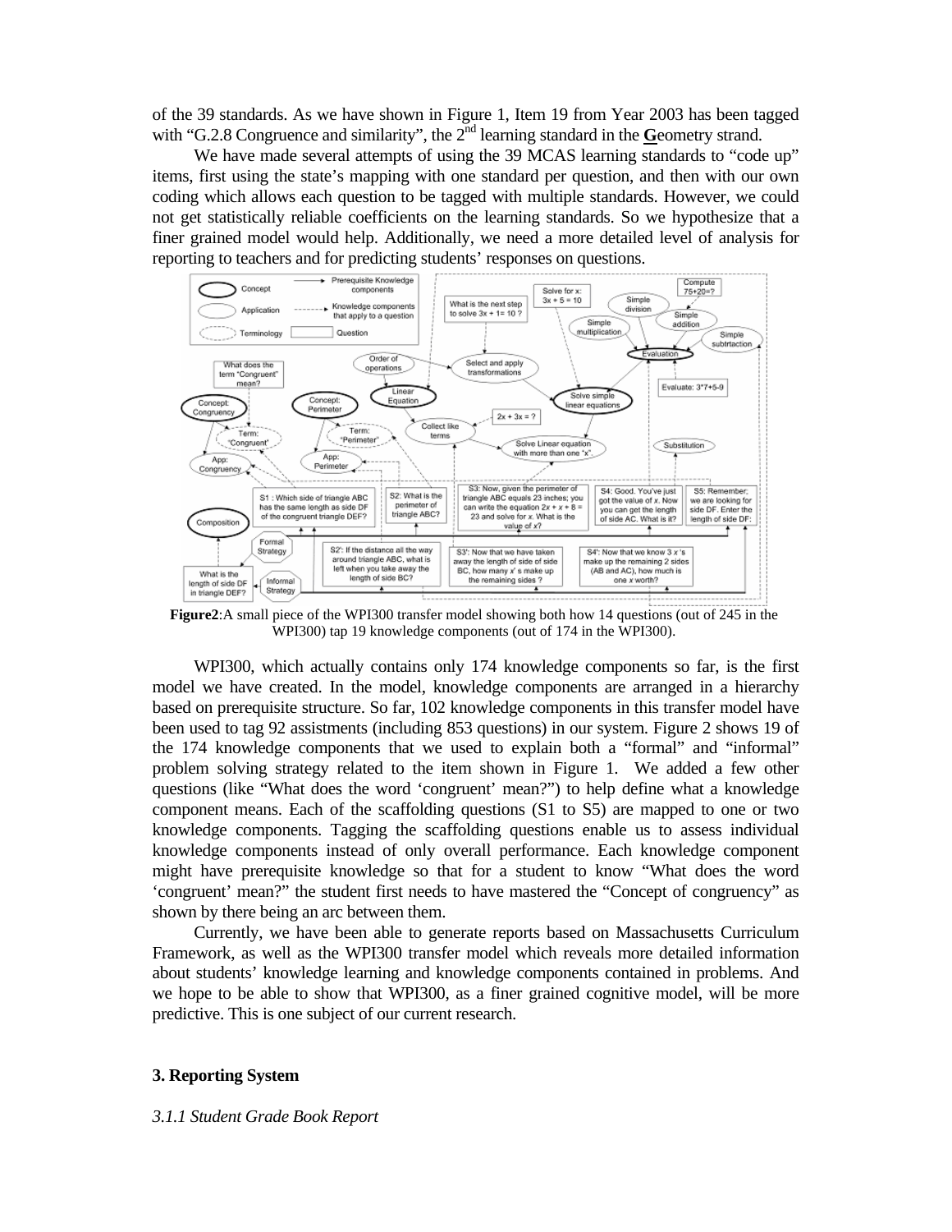of the 39 standards. As we have shown in Figure 1, Item 19 from Year 2003 has been tagged with "G.2.8 Congruence and similarity", the 2[nd] learning standard in the **G**eometry strand.

We have made several attempts of using the 39 MCAS learning standards to "code up" items, first using the state's mapping with one standard per question, and then with our own coding which allows each question to be tagged with multiple standards. However, we could not get statistically reliable coefficients on the learning standards. So we hypothesize that a finer grained model would help. Additionally, we need a more detailed level of analysis for reporting to teachers and for predicting students' responses on questions.

**Figure2**:A small piece of the WPI300 transfer model showing both how 14 questions (out of 245 in the WPI300) tap 19 knowledge components (out of 174 in the WPI300).

WPI300, which actually contains only 174 knowledge components so far, is the first model we have created. In the model, knowledge components are arranged in a hierarchy based on prerequisite structure. So far, 102 knowledge components in this transfer model have been used to tag 92 assistments (including 853 questions) in our system. Figure 2 shows 19 of the 174 knowledge components that we used to explain both a "formal" and "informal" problem solving strategy related to the item shown in Figure 1. We added a few other questions (like "What does the word 'congruent' mean?") to help define what a knowledge component means. Each of the scaffolding questions (S1 to S5) are mapped to one or two knowledge components. Tagging the scaffolding questions enable us to assess individual knowledge components instead of only overall performance. Each knowledge component might have prerequisite knowledge so that for a student to know "What does the word 'congruent' mean?" the student first needs to have mastered the "Concept of congruency" as shown by there being an arc between them.

Currently, we have been able to generate reports based on Massachusetts Curriculum Framework, as well as the WPI300 transfer model which reveals more detailed information about students' knowledge learning and knowledge components contained in problems. And we hope to be able to show that WPI300, as a finer grained cognitive model, will be more predictive. This is one subject of our current research.

## 3. Reporting System

### *3.1.1 Student Grade Book Report*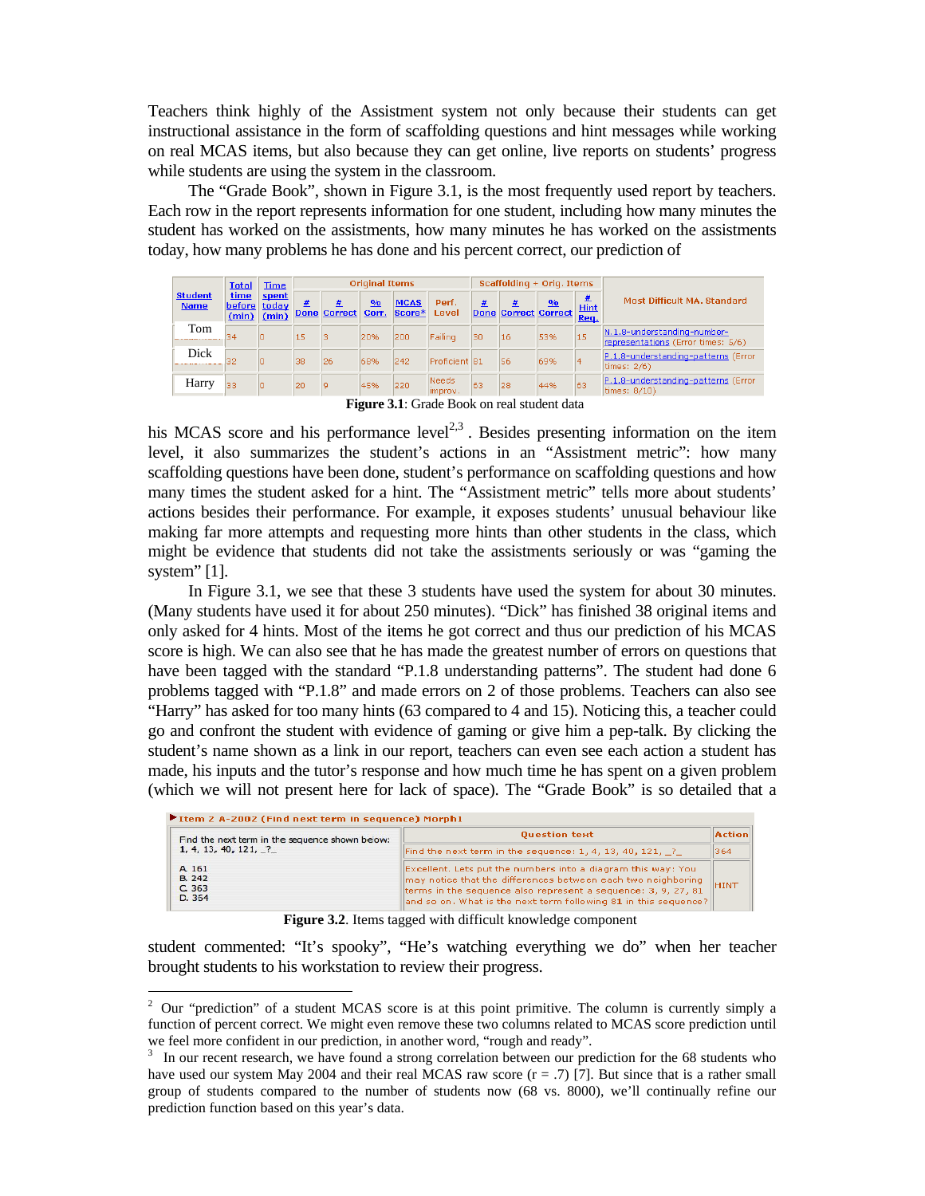Teachers think highly of the Assistment system not only because their students can get instructional assistance in the form of scaffolding questions and hint messages while working on real MCAS items, but also because they can get online, live reports on students' progress while students are using the system in the classroom.

The "Grade Book", shown in Figure 3.1, is the most frequently used report by teachers. Each row in the report represents information for one student, including how many minutes the student has worked on the assistments, how many minutes he has worked on the assistments today, how many problems he has done and his percent correct, our prediction of

| Student Name | Total time before (min) | Time spent today (min) | Original Items | | | | | Scaffolding + Orig. Items | | | | Most Difficult MA. Standard |
|---|---|---|---|---|---|---|---|---|---|---|---|---|
| | | | # Done | # Correct | % Corr. | MCAS Score* | Perf. Level | # Done | # Correct | % Correct | # Hint Req. | |
| Tom | 34 | 0 | 15 | 3 | 20% | 200 | Failing | 30 | 16 | 53% | 15 | N.1.8-understanding-number-representations (Error times: 5/6) |
| Dick | 32 | 0 | 38 | 26 | 68% | 242 | Proficient | 81 | 56 | 69% | 4 | P.1.8-understanding-patterns (Error times: 2/6) |
| Harry | 33 | 0 | 20 | 9 | 45% | 220 | Needs improv. | 63 | 28 | 44% | 63 | P.1.8-understanding-patterns (Error times: 6/10) |

**Figure 3.1**: Grade Book on real student data

his MCAS score and his performance level[2,3]. Besides presenting information on the item level, it also summarizes the student's actions in an "Assistment metric": how many scaffolding questions have been done, student's performance on scaffolding questions and how many times the student asked for a hint. The "Assistment metric" tells more about students' actions besides their performance. For example, it exposes students' unusual behaviour like making far more attempts and requesting more hints than other students in the class, which might be evidence that students did not take the assistments seriously or was "gaming the system" [1].

In Figure 3.1, we see that these 3 students have used the system for about 30 minutes. (Many students have used it for about 250 minutes). "Dick" has finished 38 original items and only asked for 4 hints. Most of the items he got correct and thus our prediction of his MCAS score is high. We can also see that he has made the greatest number of errors on questions that have been tagged with the standard "P.1.8 understanding patterns". The student had done 6 problems tagged with "P.1.8" and made errors on 2 of those problems. Teachers can also see "Harry" has asked for too many hints (63 compared to 4 and 15). Noticing this, a teacher could go and confront the student with evidence of gaming or give him a pep-talk. By clicking the student's name shown as a link in our report, teachers can even see each action a student has made, his inputs and the tutor's response and how much time he has spent on a given problem (which we will not present here for lack of space). The "Grade Book" is so detailed that a

**Item 2 A-2002 (Find next term in sequence) Morph1**

| Problem | Question text | Action |
|---|---|---|
| Find the next term in the sequence shown below: 1, 4, 13, 40, 121, _?_ <br> A. 161 <br> B. 242 <br> C. 363 <br> D. 354 | Find the next term in the sequence: 1, 4, 13, 40, 121, _?_ | 364 |
| | Excellent. Lets put the numbers into a diagram this way: You may notice that the differences between each two neighboring terms in the sequence also represent a sequence: 3, 9, 27, 81 and so on. What is the next term following 81 in this sequence? | HINT |

**Figure 3.2**. Items tagged with difficult knowledge component

student commented: "It's spooky", "He's watching everything we do" when her teacher brought students to his workstation to review their progress.

---

[2] Our "prediction" of a student MCAS score is at this point primitive. The column is currently simply a function of percent correct. We might even remove these two columns related to MCAS score prediction until we feel more confident in our prediction, in another word, "rough and ready".

[3] In our recent research, we have found a strong correlation between our prediction for the 68 students who have used our system May 2004 and their real MCAS raw score (r = .7) [7]. But since that is a rather small group of students compared to the number of students now (68 vs. 8000), we'll continually refine our prediction function based on this year's data.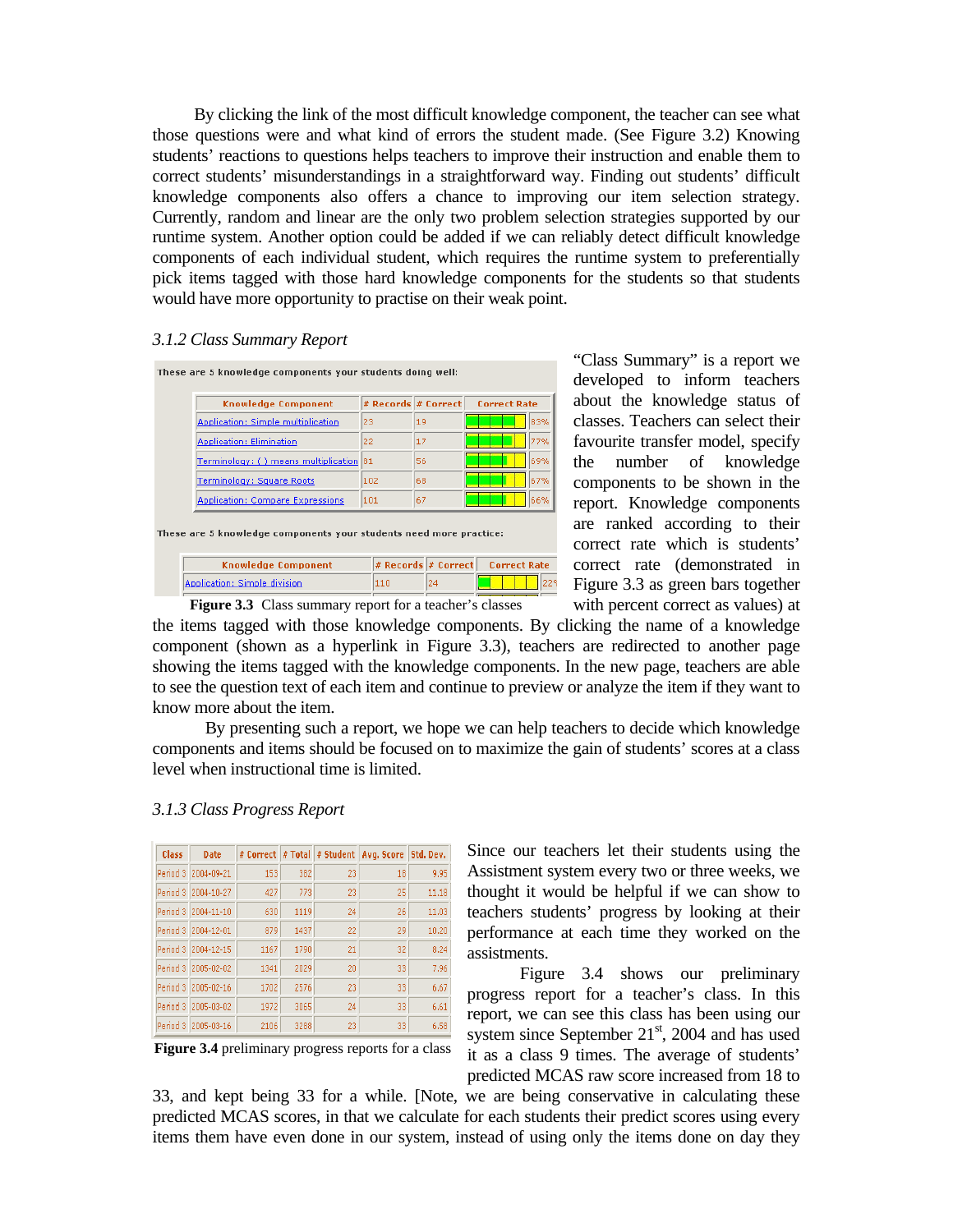By clicking the link of the most difficult knowledge component, the teacher can see what those questions were and what kind of errors the student made. (See Figure 3.2) Knowing students' reactions to questions helps teachers to improve their instruction and enable them to correct students' misunderstandings in a straightforward way. Finding out students' difficult knowledge components also offers a chance to improving our item selection strategy. Currently, random and linear are the only two problem selection strategies supported by our runtime system. Another option could be added if we can reliably detect difficult knowledge components of each individual student, which requires the runtime system to preferentially pick items tagged with those hard knowledge components for the students so that students would have more opportunity to practise on their weak point.

### *3.1.2 Class Summary Report*

These are 5 knowledge components your students doing well:

| Knowledge Component | # Records | # Correct | Correct Rate |
|---|---|---|---|
| Application: Simple multiplication | 23 | 19 | 83% |
| Application: Elimination | 22 | 17 | 77% |
| Terminology: ( ) means multiplication | 81 | 56 | 69% |
| Terminology: Square Roots | 102 | 68 | 67% |
| Application: Compare Expressions | 101 | 67 | 66% |

These are 5 knowledge components your students need more practice:

| Knowledge Component | # Records | # Correct | Correct Rate |
|---|---|---|---|
| Application: Simple division | 110 | 24 | 22% |

**Figure 3.3** Class summary report for a teacher's classes

"Class Summary" is a report we developed to inform teachers about the knowledge status of classes. Teachers can select their favourite transfer model, specify the number of knowledge components to be shown in the report. Knowledge components are ranked according to their correct rate which is students' correct rate (demonstrated in Figure 3.3 as green bars together with percent correct as values) at the items tagged with those knowledge components. By clicking the name of a knowledge component (shown as a hyperlink in Figure 3.3), teachers are redirected to another page showing the items tagged with the knowledge components. In the new page, teachers are able to see the question text of each item and continue to preview or analyze the item if they want to know more about the item.

By presenting such a report, we hope we can help teachers to decide which knowledge components and items should be focused on to maximize the gain of students' scores at a class level when instructional time is limited.

### *3.1.3 Class Progress Report*

| Class | Date | # Correct | # Total | # Student | Avg. Score | Std. Dev. |
|---|---|---|---|---|---|---|
| Period 3 | 2004-09-21 | 153 | 382 | 23 | 18 | 9.95 |
| Period 3 | 2004-10-27 | 427 | 773 | 23 | 25 | 11.18 |
| Period 3 | 2004-11-10 | 630 | 1119 | 24 | 26 | 11.03 |
| Period 3 | 2004-12-01 | 879 | 1437 | 22 | 29 | 10.20 |
| Period 3 | 2004-12-15 | 1167 | 1790 | 21 | 32 | 8.24 |
| Period 3 | 2005-02-02 | 1341 | 2029 | 20 | 33 | 7.96 |
| Period 3 | 2005-02-16 | 1702 | 2576 | 23 | 33 | 6.67 |
| Period 3 | 2005-03-02 | 1972 | 3065 | 24 | 33 | 6.61 |
| Period 3 | 2005-03-16 | 2106 | 3288 | 23 | 33 | 6.58 |

**Figure 3.4** preliminary progress reports for a class

Since our teachers let their students using the Assistment system every two or three weeks, we thought it would be helpful if we can show to teachers students' progress by looking at their performance at each time they worked on the assistments.

Figure 3.4 shows our preliminary progress report for a teacher's class. In this report, we can see this class has been using our system since September 21st, 2004 and has used it as a class 9 times. The average of students' predicted MCAS raw score increased from 18 to 33, and kept being 33 for a while. [Note, we are being conservative in calculating these predicted MCAS scores, in that we calculate for each students their predict scores using every items them have even done in our system, instead of using only the items done on day they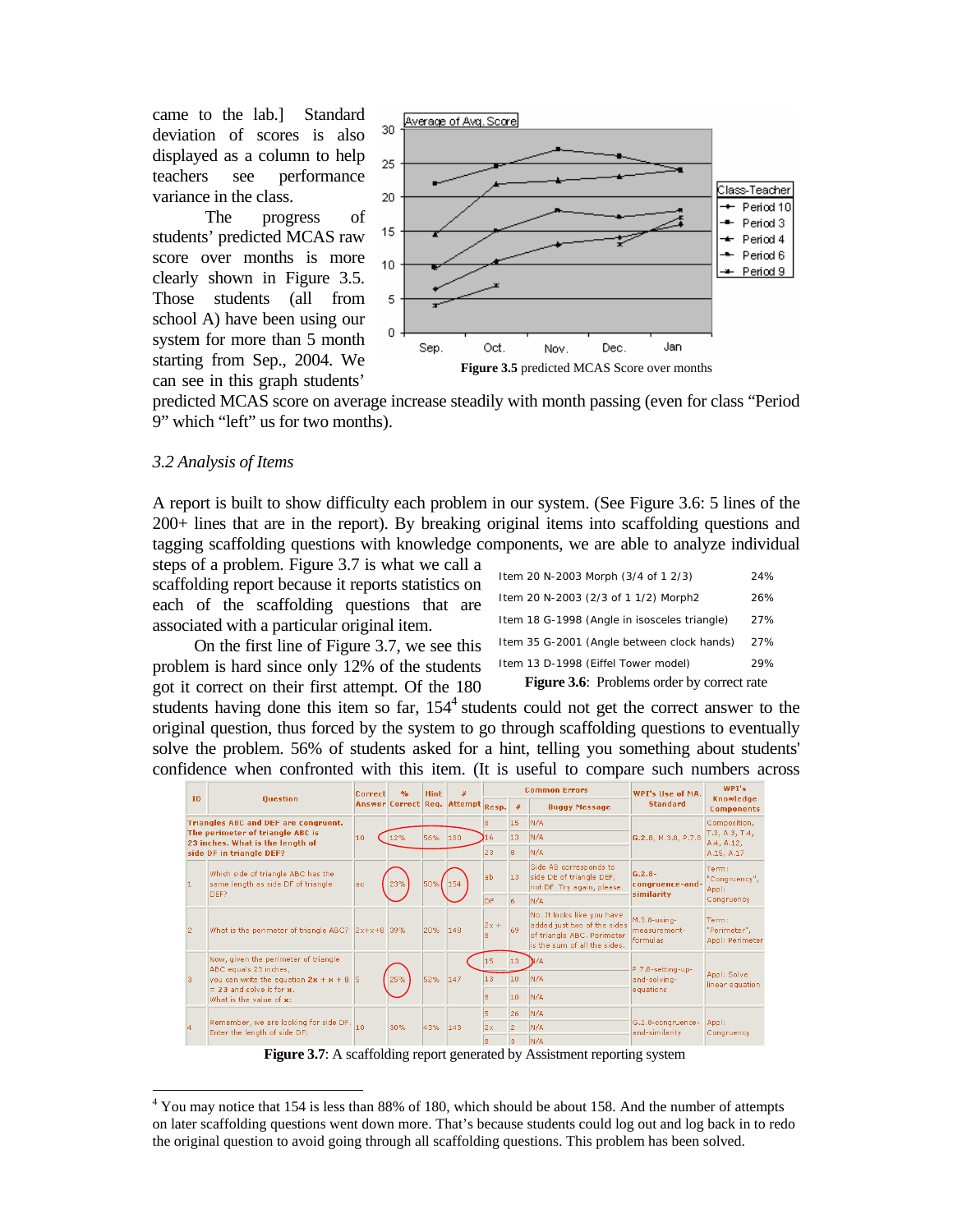came to the lab.] Standard deviation of scores is also displayed as a column to help teachers see performance variance in the class.

The progress of students' predicted MCAS raw score over months is more clearly shown in Figure 3.5. Those students (all from school A) have been using our system for more than 5 month starting from Sep., 2004. We can see in this graph students' predicted MCAS score on average increase steadily with month passing (even for class "Period 9" which "left" us for two months).

**Figure 3.5** predicted MCAS Score over months

### 3.2 Analysis of Items

A report is built to show difficulty each problem in our system. (See Figure 3.6: 5 lines of the 200+ lines that are in the report). By breaking original items into scaffolding questions and tagging scaffolding questions with knowledge components, we are able to analyze individual steps of a problem. Figure 3.7 is what we call a scaffolding report because it reports statistics on each of the scaffolding questions that are associated with a particular original item.

| | |
|---|---|
| Item 20 N-2003 Morph (3/4 of 1 2/3) | 24% |
| Item 20 N-2003 (2/3 of 1 1/2) Morph2 | 26% |
| Item 18 G-1998 (Angle in isosceles triangle) | 27% |
| Item 35 G-2001 (Angle between clock hands) | 27% |
| Item 13 D-1998 (Eiffel Tower model) | 29% |

**Figure 3.6**: Problems order by correct rate

On the first line of Figure 3.7, we see this problem is hard since only 12% of the students got it correct on their first attempt. Of the 180 students having done this item so far, 154[4] students could not get the correct answer to the original question, thus forced by the system to go through scaffolding questions to eventually solve the problem. 56% of students asked for a hint, telling you something about students' confidence when confronted with this item. (It is useful to compare such numbers across

| ID | Question | Correct Answer | % Correct | Hint Req. | # Attempt | Common Errors: Resp. | # | Buggy Message | WPI's Use of MA. Standard | WPI's Knowledge Components |
|---|---|---|---|---|---|---|---|---|---|---|
| | **Triangles ABC and DEF are congruent. The perimeter of triangle ABC is 23 inches. What is the length of side DF in triangle DEF?** | 10 | 12% | 56% | 180 | 8 | 15 | N/A | G.2.8, M.3.8, P.7.8 | Composition, T.3, A.3, T.4, A.4, A.12, A.15, A.17 |
| | | | | | | 16 | 13 | N/A | | |
| | | | | | | 23 | 8 | N/A | | |
| 1 | Which side of triangle ABC has the same length as side DF of triangle DEF? | ac | 23% | 50% | 154 | ab | 13 | Side AB corresponds to side DE of triangle DEF, not DF. Try again, please. | G.2.8-congruence-and-similarity | Term: "Congruency", Appl: Congruency |
| | | | | | | DF | 6 | N/A | | |
| 2 | What is the perimeter of triangle ABC? | 2x+x+8 | 39% | 20% | 148 | 2x + 8 | 69 | No. It looks like you have added just two of the sides of triangle ABC. Perimeter is the sum of all the sides. | M.3.8-using-measurement-formulas | Term: "Perimeter", Appl: Perimeter |
| 3 | Now, given the perimeter of triangle ABC equals 23 inches, you can write the equation 2x + x + 8 = 23 and solve it for x. What is the value of x? | 5 | 25% | 52% | 147 | 15 | 13 | N/A | P.7.8-setting-up-and-solving-equations | Appl: Solve linear equation |
| | | | | | | 13 | 10 | N/A | | |
| | | | | | | 8 | 10 | N/A | | |
| 4 | Remember, we are looking for side DF. Enter the length of side DF: | 10 | 30% | 43% | 143 | 5 | 26 | N/A | G.2.8-congruence-and-similarity | Appl: Congruency |
| | | | | | | 2x | 2 | N/A | | |
| | | | | | | 8 | 3 | N/A | | |

**Figure 3.7**: A scaffolding report generated by Assistment reporting system

---

[4] You may notice that 154 is less than 88% of 180, which should be about 158. And the number of attempts on later scaffolding questions went down more. That's because students could log out and log back in to redo the original question to avoid going through all scaffolding questions. This problem has been solved.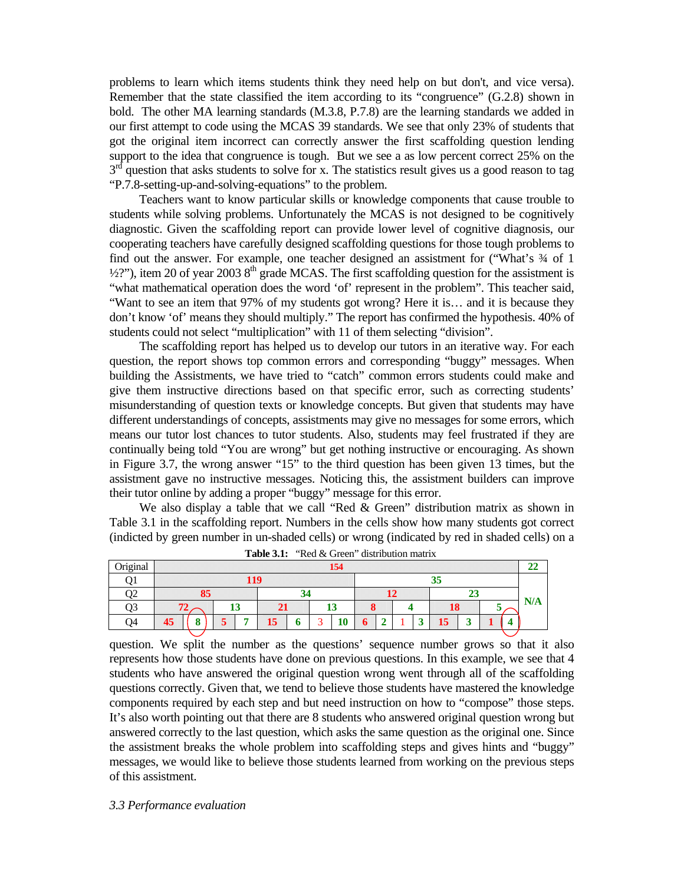problems to learn which items students think they need help on but don't, and vice versa). Remember that the state classified the item according to its "congruence" (G.2.8) shown in bold. The other MA learning standards (M.3.8, P.7.8) are the learning standards we added in our first attempt to code using the MCAS 39 standards. We see that only 23% of students that got the original item incorrect can correctly answer the first scaffolding question lending support to the idea that congruence is tough. But we see a as low percent correct 25% on the 3rd question that asks students to solve for x. The statistics result gives us a good reason to tag "P.7.8-setting-up-and-solving-equations" to the problem.

Teachers want to know particular skills or knowledge components that cause trouble to students while solving problems. Unfortunately the MCAS is not designed to be cognitively diagnostic. Given the scaffolding report can provide lower level of cognitive diagnosis, our cooperating teachers have carefully designed scaffolding questions for those tough problems to find out the answer. For example, one teacher designed an assistment for ("What's ¾ of 1 ½?"), item 20 of year 2003 8th grade MCAS. The first scaffolding question for the assistment is "what mathematical operation does the word 'of' represent in the problem". This teacher said, "Want to see an item that 97% of my students got wrong? Here it is… and it is because they don't know 'of' means they should multiply." The report has confirmed the hypothesis. 40% of students could not select "multiplication" with 11 of them selecting "division".

The scaffolding report has helped us to develop our tutors in an iterative way. For each question, the report shows top common errors and corresponding "buggy" messages. When building the Assistments, we have tried to "catch" common errors students could make and give them instructive directions based on that specific error, such as correcting students' misunderstanding of question texts or knowledge concepts. But given that students may have different understandings of concepts, assistments may give no messages for some errors, which means our tutor lost chances to tutor students. Also, students may feel frustrated if they are continually being told "You are wrong" but get nothing instructive or encouraging. As shown in Figure 3.7, the wrong answer "15" to the third question has been given 13 times, but the assistment gave no instructive messages. Noticing this, the assistment builders can improve their tutor online by adding a proper "buggy" message for this error.

We also display a table that we call "Red & Green" distribution matrix as shown in Table 3.1 in the scaffolding report. Numbers in the cells show how many students got correct (indicted by green number in un-shaded cells) or wrong (indicated by red in shaded cells) on a

**Table 3.1:** "Red & Green" distribution matrix

| | | | | | | | | | | | | | | | | | |
|---|---|---|---|---|---|---|---|---|---|---|---|---|---|---|---|---|---|
| Original | 154 | | | | | | | | | | | | | | | | 22 |
| Q1 | 119 | | | | | | | | 35 | | | | | | | | N/A |
| Q2 | 85 | | | | 34 | | | | 12 | | | | 23 | | | | |
| Q3 | 72 | | 13 | | 21 | | 13 | | 8 | | 4 | | 18 | | 5 | | |
| Q4 | 45 | 8 | 5 | 7 | 15 | 6 | 3 | 10 | 6 | 2 | 1 | 3 | 15 | 3 | 1 | 4 | |

question. We split the number as the questions' sequence number grows so that it also represents how those students have done on previous questions. In this example, we see that 4 students who have answered the original question wrong went through all of the scaffolding questions correctly. Given that, we tend to believe those students have mastered the knowledge components required by each step and but need instruction on how to "compose" those steps. It's also worth pointing out that there are 8 students who answered original question wrong but answered correctly to the last question, which asks the same question as the original one. Since the assistment breaks the whole problem into scaffolding steps and gives hints and "buggy" messages, we would like to believe those students learned from working on the previous steps of this assistment.

*3.3 Performance evaluation*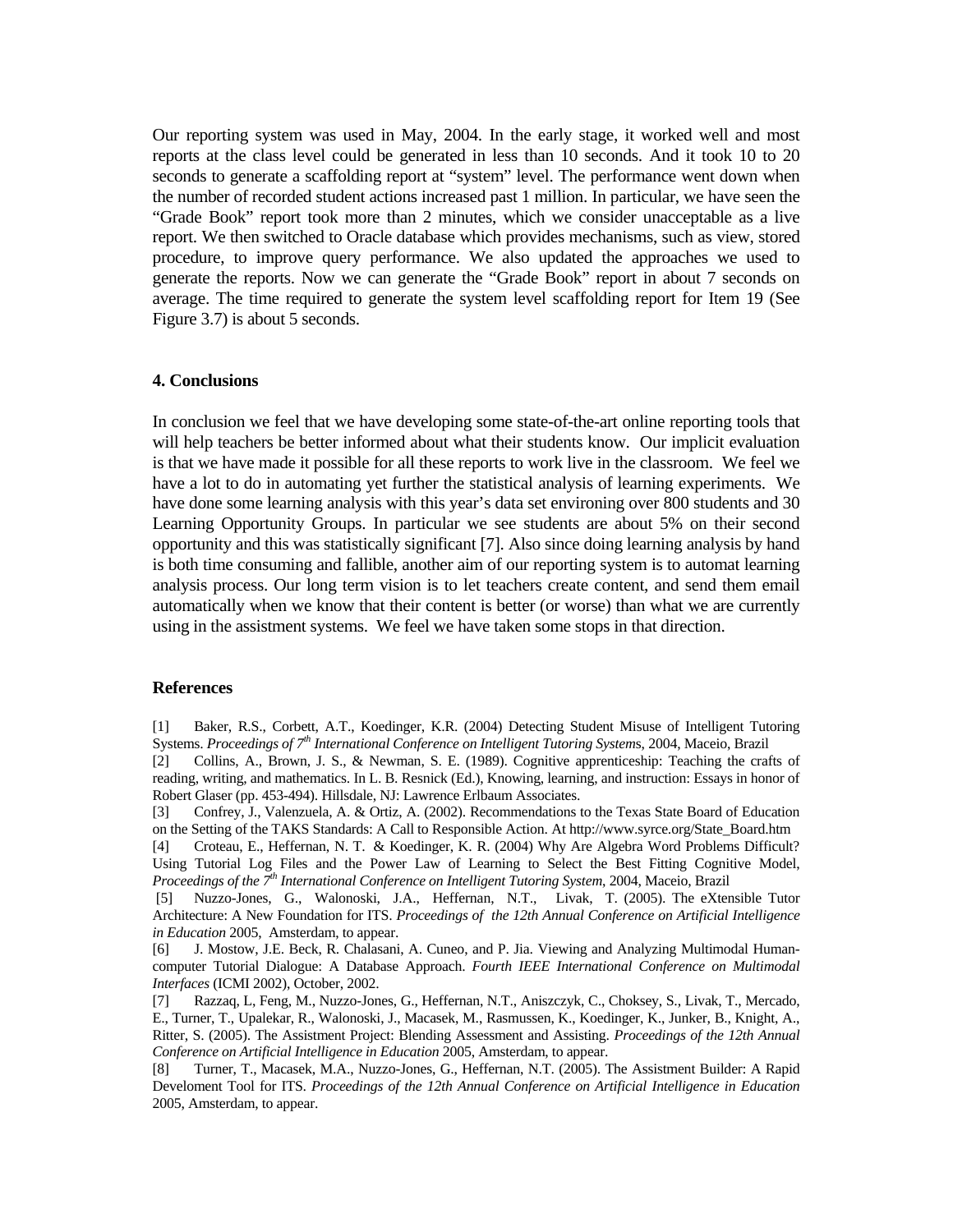Our reporting system was used in May, 2004. In the early stage, it worked well and most reports at the class level could be generated in less than 10 seconds. And it took 10 to 20 seconds to generate a scaffolding report at "system" level. The performance went down when the number of recorded student actions increased past 1 million. In particular, we have seen the "Grade Book" report took more than 2 minutes, which we consider unacceptable as a live report. We then switched to Oracle database which provides mechanisms, such as view, stored procedure, to improve query performance. We also updated the approaches we used to generate the reports. Now we can generate the "Grade Book" report in about 7 seconds on average. The time required to generate the system level scaffolding report for Item 19 (See Figure 3.7) is about 5 seconds.

## 4. Conclusions

In conclusion we feel that we have developing some state-of-the-art online reporting tools that will help teachers be better informed about what their students know. Our implicit evaluation is that we have made it possible for all these reports to work live in the classroom. We feel we have a lot to do in automating yet further the statistical analysis of learning experiments. We have done some learning analysis with this year's data set environing over 800 students and 30 Learning Opportunity Groups. In particular we see students are about 5% on their second opportunity and this was statistically significant [7]. Also since doing learning analysis by hand is both time consuming and fallible, another aim of our reporting system is to automat learning analysis process. Our long term vision is to let teachers create content, and send them email automatically when we know that their content is better (or worse) than what we are currently using in the assistment systems. We feel we have taken some stops in that direction.

## References

[1] Baker, R.S., Corbett, A.T., Koedinger, K.R. (2004) Detecting Student Misuse of Intelligent Tutoring Systems. *Proceedings of 7th International Conference on Intelligent Tutoring Systems*, 2004, Maceio, Brazil

[2] Collins, A., Brown, J. S., & Newman, S. E. (1989). Cognitive apprenticeship: Teaching the crafts of reading, writing, and mathematics. In L. B. Resnick (Ed.), Knowing, learning, and instruction: Essays in honor of Robert Glaser (pp. 453-494). Hillsdale, NJ: Lawrence Erlbaum Associates.

[3] Confrey, J., Valenzuela, A. & Ortiz, A. (2002). Recommendations to the Texas State Board of Education on the Setting of the TAKS Standards: A Call to Responsible Action. At http://www.syrce.org/State_Board.htm

[4] Croteau, E., Heffernan, N. T. & Koedinger, K. R. (2004) Why Are Algebra Word Problems Difficult? Using Tutorial Log Files and the Power Law of Learning to Select the Best Fitting Cognitive Model, *Proceedings of the 7th International Conference on Intelligent Tutoring System*, 2004, Maceio, Brazil

[5] Nuzzo-Jones, G., Walonoski, J.A., Heffernan, N.T., Livak, T. (2005). The eXtensible Tutor Architecture: A New Foundation for ITS. *Proceedings of the 12th Annual Conference on Artificial Intelligence in Education* 2005, Amsterdam, to appear.

[6] J. Mostow, J.E. Beck, R. Chalasani, A. Cuneo, and P. Jia. Viewing and Analyzing Multimodal Human-computer Tutorial Dialogue: A Database Approach. *Fourth IEEE International Conference on Multimodal Interfaces* (ICMI 2002), October, 2002.

[7] Razzaq, L, Feng, M., Nuzzo-Jones, G., Heffernan, N.T., Aniszczyk, C., Choksey, S., Livak, T., Mercado, E., Turner, T., Upalekar, R., Walonoski, J., Macasek, M., Rasmussen, K., Koedinger, K., Junker, B., Knight, A., Ritter, S. (2005). The Assistment Project: Blending Assessment and Assisting. *Proceedings of the 12th Annual Conference on Artificial Intelligence in Education* 2005, Amsterdam, to appear.

[8] Turner, T., Macasek, M.A., Nuzzo-Jones, G., Heffernan, N.T. (2005). The Assistment Builder: A Rapid Develoment Tool for ITS. *Proceedings of the 12th Annual Conference on Artificial Intelligence in Education* 2005, Amsterdam, to appear.